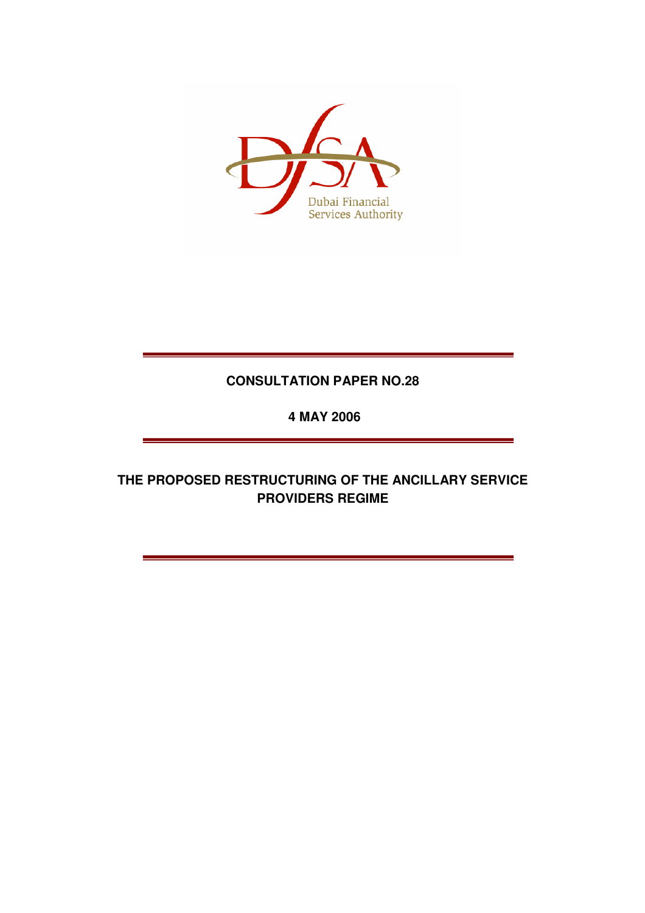Dubai Financial Services Authority

**CONSULTATION PAPER NO.28**

**4 MAY 2006**

# THE PROPOSED RESTRUCTURING OF THE ANCILLARY SERVICE PROVIDERS REGIME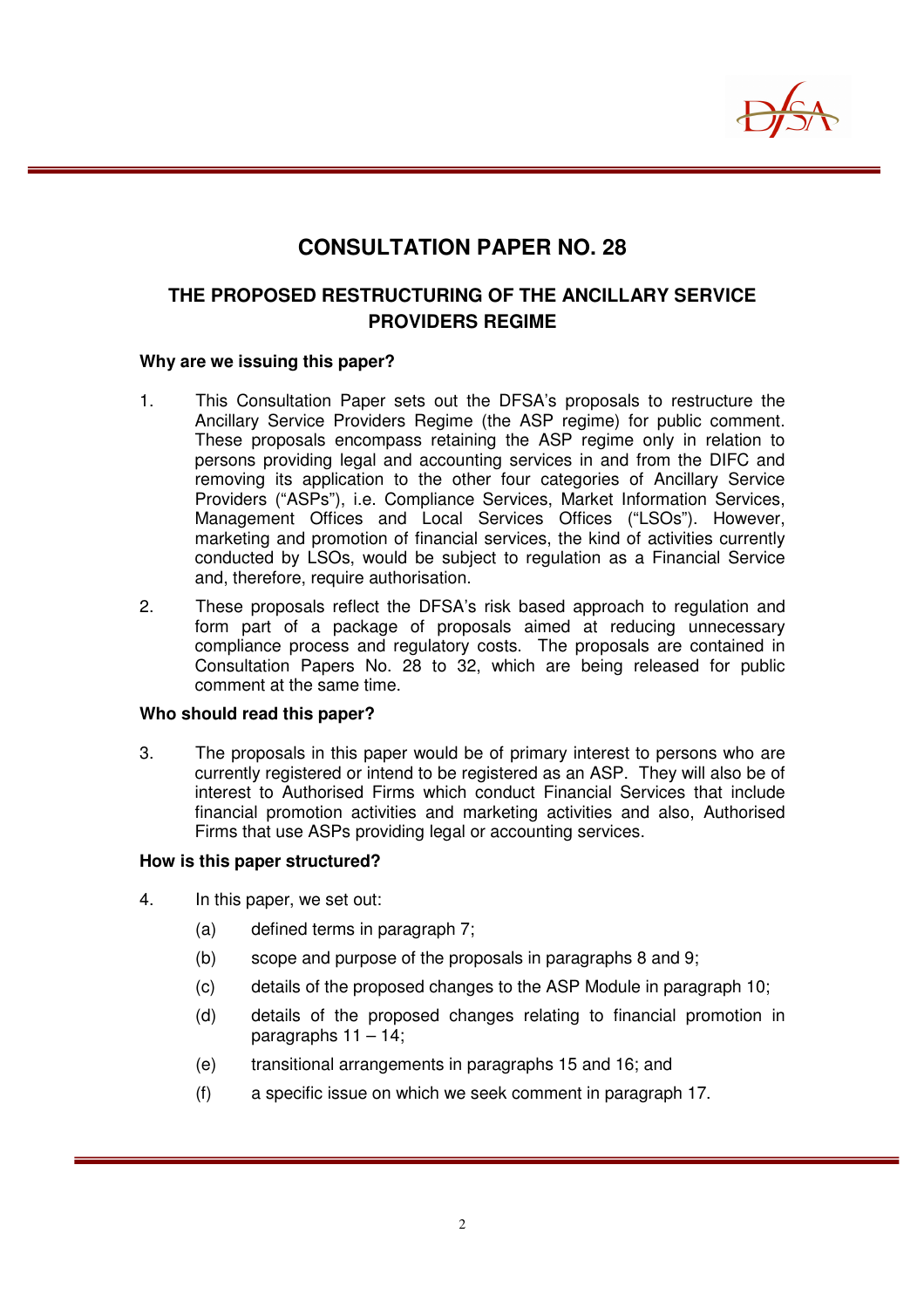# CONSULTATION PAPER NO. 28

## THE PROPOSED RESTRUCTURING OF THE ANCILLARY SERVICE PROVIDERS REGIME

**Why are we issuing this paper?**

1. This Consultation Paper sets out the DFSA's proposals to restructure the Ancillary Service Providers Regime (the ASP regime) for public comment. These proposals encompass retaining the ASP regime only in relation to persons providing legal and accounting services in and from the DIFC and removing its application to the other four categories of Ancillary Service Providers ("ASPs"), i.e. Compliance Services, Market Information Services, Management Offices and Local Services Offices ("LSOs"). However, marketing and promotion of financial services, the kind of activities currently conducted by LSOs, would be subject to regulation as a Financial Service and, therefore, require authorisation.

2. These proposals reflect the DFSA's risk based approach to regulation and form part of a package of proposals aimed at reducing unnecessary compliance process and regulatory costs. The proposals are contained in Consultation Papers No. 28 to 32, which are being released for public comment at the same time.

**Who should read this paper?**

3. The proposals in this paper would be of primary interest to persons who are currently registered or intend to be registered as an ASP. They will also be of interest to Authorised Firms which conduct Financial Services that include financial promotion activities and marketing activities and also, Authorised Firms that use ASPs providing legal or accounting services.

**How is this paper structured?**

4. In this paper, we set out:

   (a) defined terms in paragraph 7;

   (b) scope and purpose of the proposals in paragraphs 8 and 9;

   (c) details of the proposed changes to the ASP Module in paragraph 10;

   (d) details of the proposed changes relating to financial promotion in paragraphs 11 – 14;

   (e) transitional arrangements in paragraphs 15 and 16; and

   (f) a specific issue on which we seek comment in paragraph 17.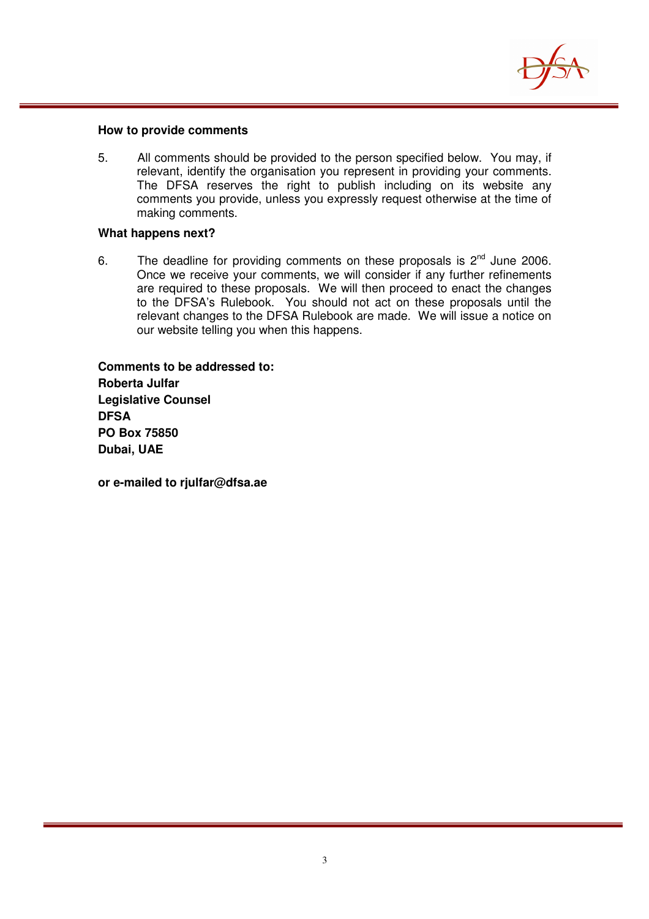**How to provide comments**

5. All comments should be provided to the person specified below. You may, if relevant, identify the organisation you represent in providing your comments. The DFSA reserves the right to publish including on its website any comments you provide, unless you expressly request otherwise at the time of making comments.

**What happens next?**

6. The deadline for providing comments on these proposals is 2nd June 2006. Once we receive your comments, we will consider if any further refinements are required to these proposals. We will then proceed to enact the changes to the DFSA's Rulebook. You should not act on these proposals until the relevant changes to the DFSA Rulebook are made. We will issue a notice on our website telling you when this happens.

**Comments to be addressed to:**
**Roberta Julfar**
**Legislative Counsel**
**DFSA**
**PO Box 75850**
**Dubai, UAE**

**or e-mailed to rjulfar@dfsa.ae**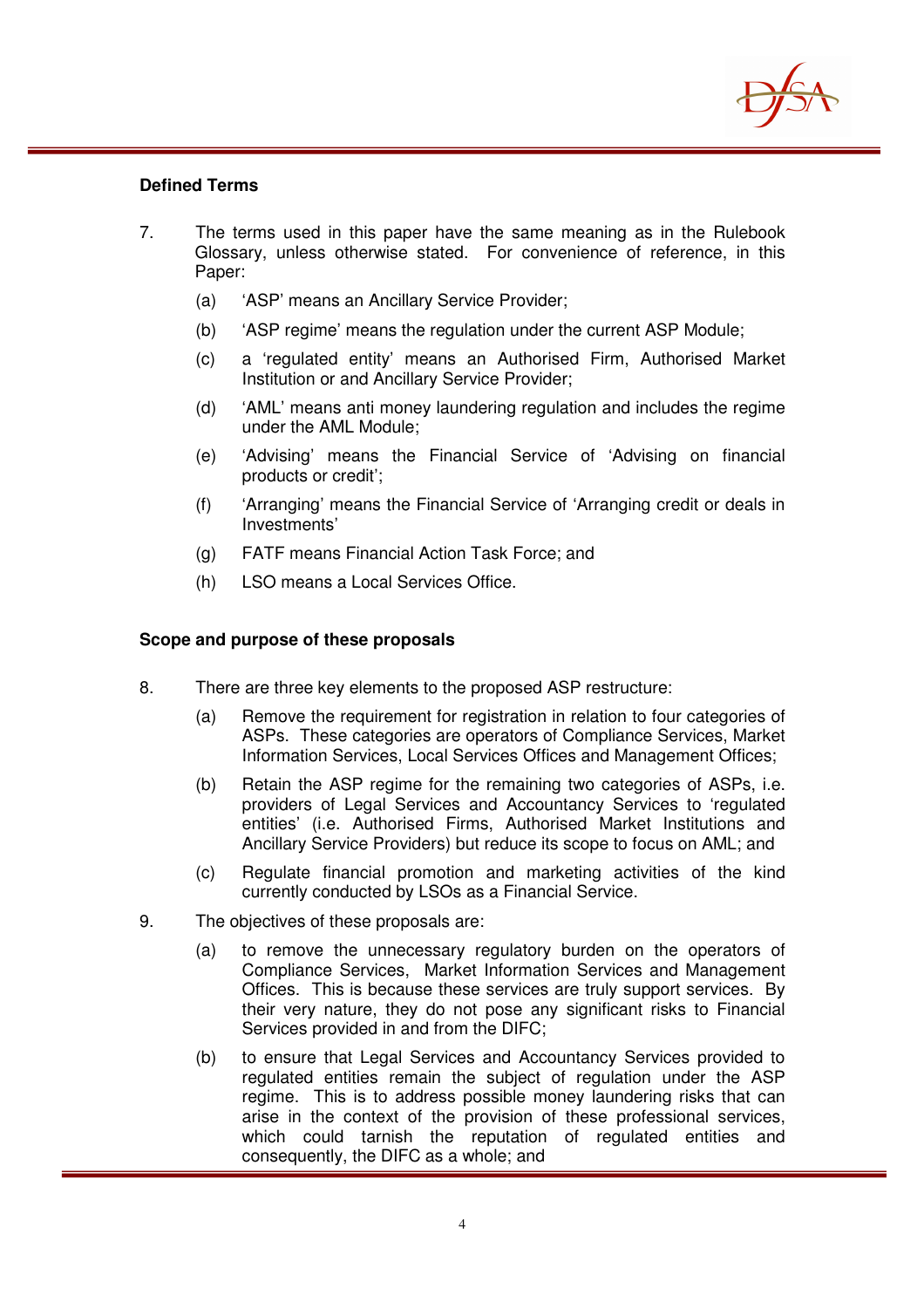**Defined Terms**

7. The terms used in this paper have the same meaning as in the Rulebook Glossary, unless otherwise stated. For convenience of reference, in this Paper:

   (a) 'ASP' means an Ancillary Service Provider;

   (b) 'ASP regime' means the regulation under the current ASP Module;

   (c) a 'regulated entity' means an Authorised Firm, Authorised Market Institution or and Ancillary Service Provider;

   (d) 'AML' means anti money laundering regulation and includes the regime under the AML Module;

   (e) 'Advising' means the Financial Service of 'Advising on financial products or credit';

   (f) 'Arranging' means the Financial Service of 'Arranging credit or deals in Investments'

   (g) FATF means Financial Action Task Force; and

   (h) LSO means a Local Services Office.

**Scope and purpose of these proposals**

8. There are three key elements to the proposed ASP restructure:

   (a) Remove the requirement for registration in relation to four categories of ASPs. These categories are operators of Compliance Services, Market Information Services, Local Services Offices and Management Offices;

   (b) Retain the ASP regime for the remaining two categories of ASPs, i.e. providers of Legal Services and Accountancy Services to 'regulated entities' (i.e. Authorised Firms, Authorised Market Institutions and Ancillary Service Providers) but reduce its scope to focus on AML; and

   (c) Regulate financial promotion and marketing activities of the kind currently conducted by LSOs as a Financial Service.

9. The objectives of these proposals are:

   (a) to remove the unnecessary regulatory burden on the operators of Compliance Services, Market Information Services and Management Offices. This is because these services are truly support services. By their very nature, they do not pose any significant risks to Financial Services provided in and from the DIFC;

   (b) to ensure that Legal Services and Accountancy Services provided to regulated entities remain the subject of regulation under the ASP regime. This is to address possible money laundering risks that can arise in the context of the provision of these professional services, which could tarnish the reputation of regulated entities and consequently, the DIFC as a whole; and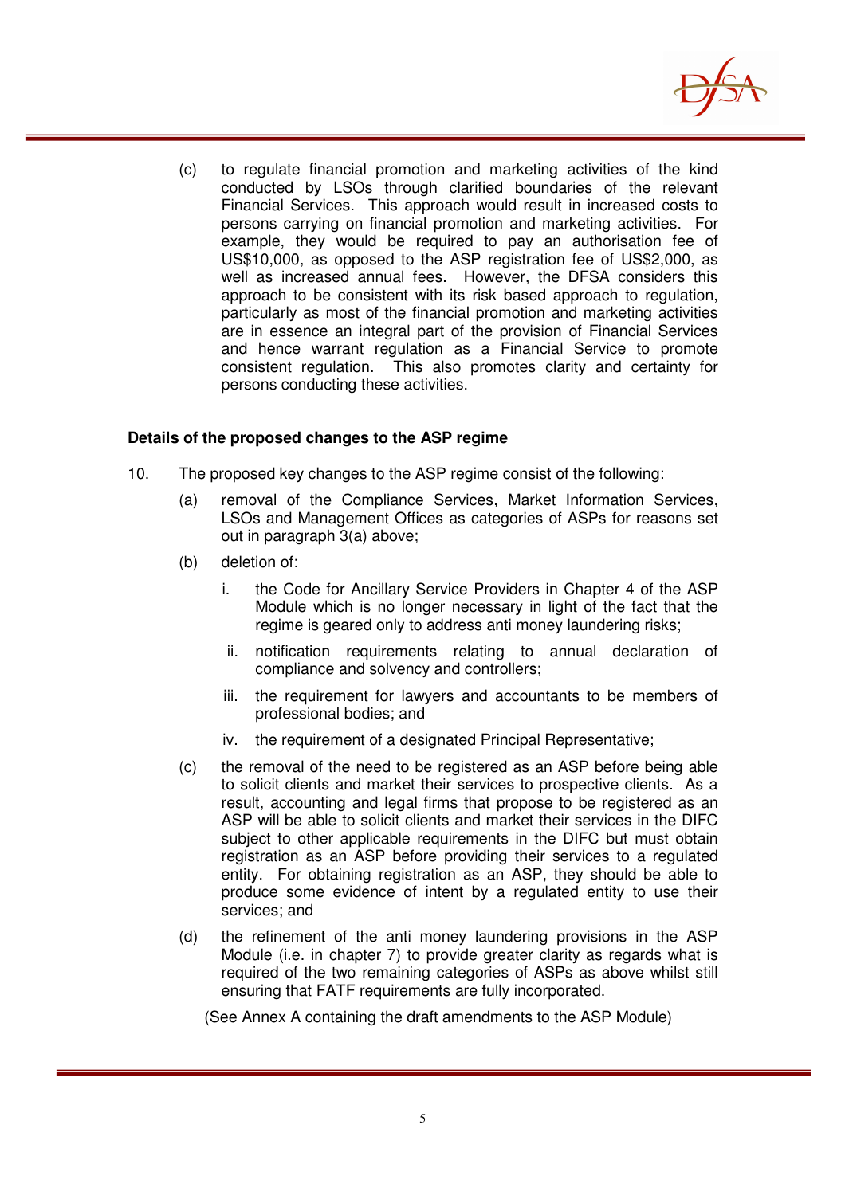(c) to regulate financial promotion and marketing activities of the kind conducted by LSOs through clarified boundaries of the relevant Financial Services. This approach would result in increased costs to persons carrying on financial promotion and marketing activities. For example, they would be required to pay an authorisation fee of US$10,000, as opposed to the ASP registration fee of US$2,000, as well as increased annual fees. However, the DFSA considers this approach to be consistent with its risk based approach to regulation, particularly as most of the financial promotion and marketing activities are in essence an integral part of the provision of Financial Services and hence warrant regulation as a Financial Service to promote consistent regulation. This also promotes clarity and certainty for persons conducting these activities.

**Details of the proposed changes to the ASP regime**

10. The proposed key changes to the ASP regime consist of the following:

   (a) removal of the Compliance Services, Market Information Services, LSOs and Management Offices as categories of ASPs for reasons set out in paragraph 3(a) above;

   (b) deletion of:

      i. the Code for Ancillary Service Providers in Chapter 4 of the ASP Module which is no longer necessary in light of the fact that the regime is geared only to address anti money laundering risks;

      ii. notification requirements relating to annual declaration of compliance and solvency and controllers;

      iii. the requirement for lawyers and accountants to be members of professional bodies; and

      iv. the requirement of a designated Principal Representative;

   (c) the removal of the need to be registered as an ASP before being able to solicit clients and market their services to prospective clients. As a result, accounting and legal firms that propose to be registered as an ASP will be able to solicit clients and market their services in the DIFC subject to other applicable requirements in the DIFC but must obtain registration as an ASP before providing their services to a regulated entity. For obtaining registration as an ASP, they should be able to produce some evidence of intent by a regulated entity to use their services; and

   (d) the refinement of the anti money laundering provisions in the ASP Module (i.e. in chapter 7) to provide greater clarity as regards what is required of the two remaining categories of ASPs as above whilst still ensuring that FATF requirements are fully incorporated.

   (See Annex A containing the draft amendments to the ASP Module)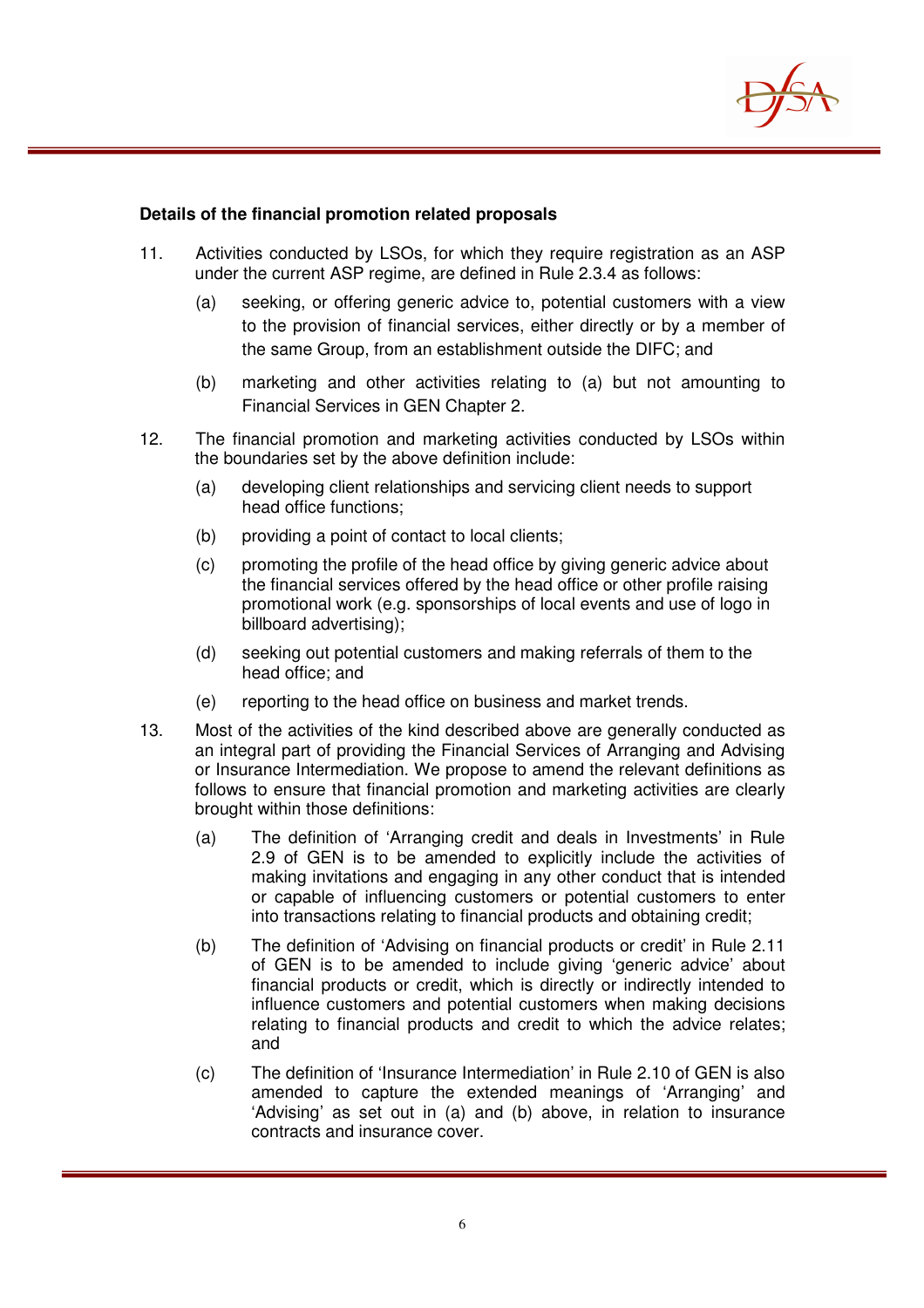**Details of the financial promotion related proposals**

11. Activities conducted by LSOs, for which they require registration as an ASP under the current ASP regime, are defined in Rule 2.3.4 as follows:

    (a) seeking, or offering generic advice to, potential customers with a view to the provision of financial services, either directly or by a member of the same Group, from an establishment outside the DIFC; and

    (b) marketing and other activities relating to (a) but not amounting to Financial Services in GEN Chapter 2.

12. The financial promotion and marketing activities conducted by LSOs within the boundaries set by the above definition include:

    (a) developing client relationships and servicing client needs to support head office functions;

    (b) providing a point of contact to local clients;

    (c) promoting the profile of the head office by giving generic advice about the financial services offered by the head office or other profile raising promotional work (e.g. sponsorships of local events and use of logo in billboard advertising);

    (d) seeking out potential customers and making referrals of them to the head office; and

    (e) reporting to the head office on business and market trends.

13. Most of the activities of the kind described above are generally conducted as an integral part of providing the Financial Services of Arranging and Advising or Insurance Intermediation. We propose to amend the relevant definitions as follows to ensure that financial promotion and marketing activities are clearly brought within those definitions:

    (a) The definition of 'Arranging credit and deals in Investments' in Rule 2.9 of GEN is to be amended to explicitly include the activities of making invitations and engaging in any other conduct that is intended or capable of influencing customers or potential customers to enter into transactions relating to financial products and obtaining credit;

    (b) The definition of 'Advising on financial products or credit' in Rule 2.11 of GEN is to be amended to include giving 'generic advice' about financial products or credit, which is directly or indirectly intended to influence customers and potential customers when making decisions relating to financial products and credit to which the advice relates; and

    (c) The definition of 'Insurance Intermediation' in Rule 2.10 of GEN is also amended to capture the extended meanings of 'Arranging' and 'Advising' as set out in (a) and (b) above, in relation to insurance contracts and insurance cover.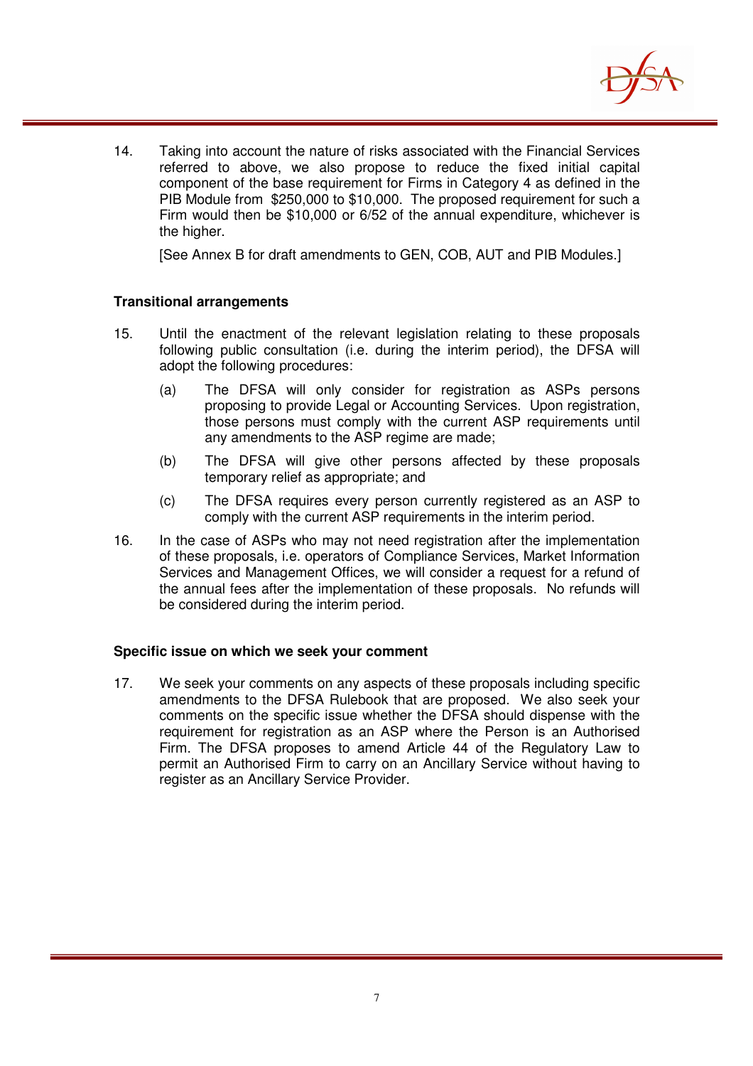14. Taking into account the nature of risks associated with the Financial Services referred to above, we also propose to reduce the fixed initial capital component of the base requirement for Firms in Category 4 as defined in the PIB Module from $250,000 to $10,000. The proposed requirement for such a Firm would then be $10,000 or 6/52 of the annual expenditure, whichever is the higher.

    [See Annex B for draft amendments to GEN, COB, AUT and PIB Modules.]

**Transitional arrangements**

15. Until the enactment of the relevant legislation relating to these proposals following public consultation (i.e. during the interim period), the DFSA will adopt the following procedures:

    (a) The DFSA will only consider for registration as ASPs persons proposing to provide Legal or Accounting Services. Upon registration, those persons must comply with the current ASP requirements until any amendments to the ASP regime are made;

    (b) The DFSA will give other persons affected by these proposals temporary relief as appropriate; and

    (c) The DFSA requires every person currently registered as an ASP to comply with the current ASP requirements in the interim period.

16. In the case of ASPs who may not need registration after the implementation of these proposals, i.e. operators of Compliance Services, Market Information Services and Management Offices, we will consider a request for a refund of the annual fees after the implementation of these proposals. No refunds will be considered during the interim period.

**Specific issue on which we seek your comment**

17. We seek your comments on any aspects of these proposals including specific amendments to the DFSA Rulebook that are proposed. We also seek your comments on the specific issue whether the DFSA should dispense with the requirement for registration as an ASP where the Person is an Authorised Firm. The DFSA proposes to amend Article 44 of the Regulatory Law to permit an Authorised Firm to carry on an Ancillary Service without having to register as an Ancillary Service Provider.